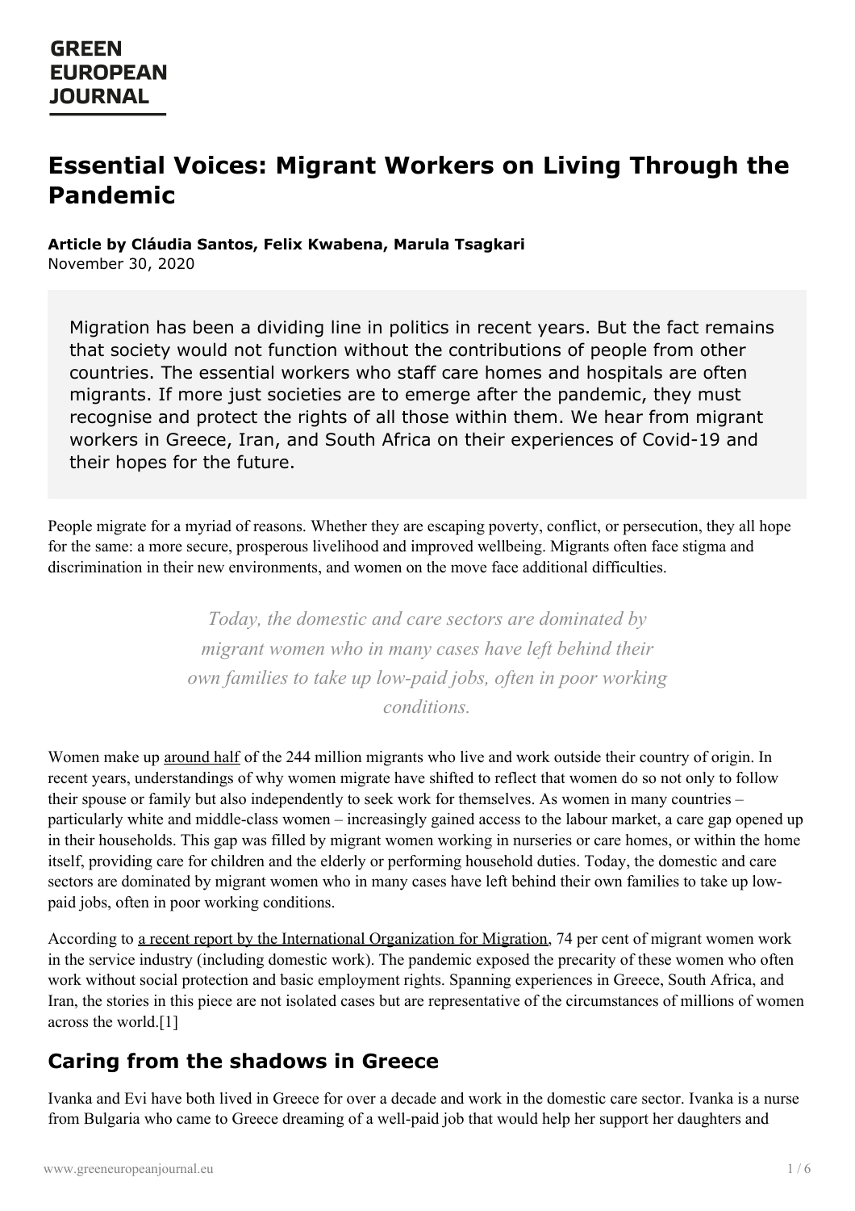# Essential Voices: Migrant Workers on Living Through the Pandemic

**Article by Cláudia Santos, Felix Kwabena, Marula Tsagkari**
November 30, 2020

> Migration has been a dividing line in politics in recent years. But the fact remains that society would not function without the contributions of people from other countries. The essential workers who staff care homes and hospitals are often migrants. If more just societies are to emerge after the pandemic, they must recognise and protect the rights of all those within them. We hear from migrant workers in Greece, Iran, and South Africa on their experiences of Covid-19 and their hopes for the future.

People migrate for a myriad of reasons. Whether they are escaping poverty, conflict, or persecution, they all hope for the same: a more secure, prosperous livelihood and improved wellbeing. Migrants often face stigma and discrimination in their new environments, and women on the move face additional difficulties.

> *Today, the domestic and care sectors are dominated by migrant women who in many cases have left behind their own families to take up low-paid jobs, often in poor working conditions.*

Women make up around half of the 244 million migrants who live and work outside their country of origin. In recent years, understandings of why women migrate have shifted to reflect that women do so not only to follow their spouse or family but also independently to seek work for themselves. As women in many countries – particularly white and middle-class women – increasingly gained access to the labour market, a care gap opened up in their households. This gap was filled by migrant women working in nurseries or care homes, or within the home itself, providing care for children and the elderly or performing household duties. Today, the domestic and care sectors are dominated by migrant women who in many cases have left behind their own families to take up low-paid jobs, often in poor working conditions.

According to a recent report by the International Organization for Migration, 74 per cent of migrant women work in the service industry (including domestic work). The pandemic exposed the precarity of these women who often work without social protection and basic employment rights. Spanning experiences in Greece, South Africa, and Iran, the stories in this piece are not isolated cases but are representative of the circumstances of millions of women across the world.[1]

## Caring from the shadows in Greece

Ivanka and Evi have both lived in Greece for over a decade and work in the domestic care sector. Ivanka is a nurse from Bulgaria who came to Greece dreaming of a well-paid job that would help her support her daughters and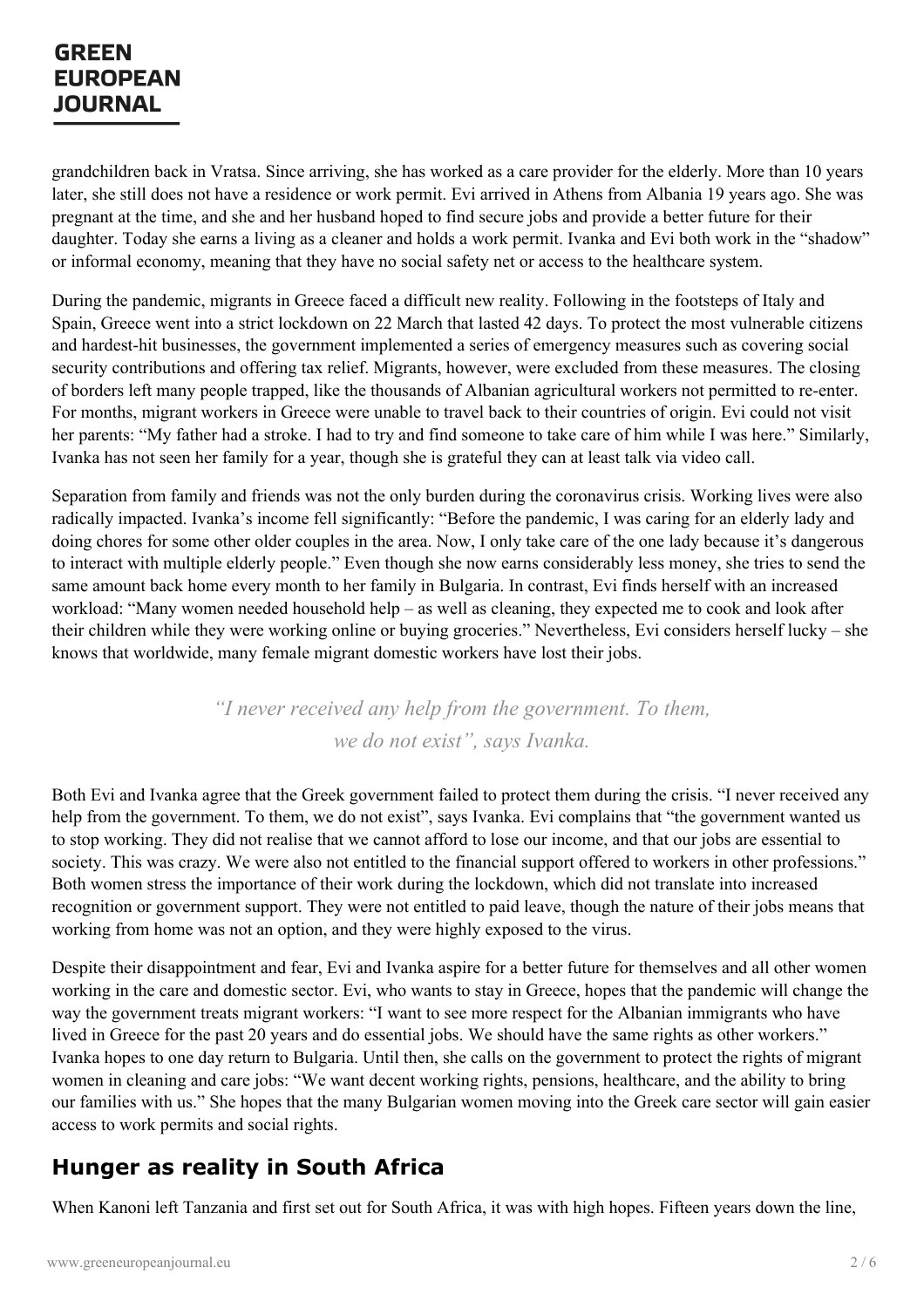grandchildren back in Vratsa. Since arriving, she has worked as a care provider for the elderly. More than 10 years later, she still does not have a residence or work permit. Evi arrived in Athens from Albania 19 years ago. She was pregnant at the time, and she and her husband hoped to find secure jobs and provide a better future for their daughter. Today she earns a living as a cleaner and holds a work permit. Ivanka and Evi both work in the "shadow" or informal economy, meaning that they have no social safety net or access to the healthcare system.

During the pandemic, migrants in Greece faced a difficult new reality. Following in the footsteps of Italy and Spain, Greece went into a strict lockdown on 22 March that lasted 42 days. To protect the most vulnerable citizens and hardest-hit businesses, the government implemented a series of emergency measures such as covering social security contributions and offering tax relief. Migrants, however, were excluded from these measures. The closing of borders left many people trapped, like the thousands of Albanian agricultural workers not permitted to re-enter. For months, migrant workers in Greece were unable to travel back to their countries of origin. Evi could not visit her parents: "My father had a stroke. I had to try and find someone to take care of him while I was here." Similarly, Ivanka has not seen her family for a year, though she is grateful they can at least talk via video call.

Separation from family and friends was not the only burden during the coronavirus crisis. Working lives were also radically impacted. Ivanka's income fell significantly: "Before the pandemic, I was caring for an elderly lady and doing chores for some other older couples in the area. Now, I only take care of the one lady because it's dangerous to interact with multiple elderly people." Even though she now earns considerably less money, she tries to send the same amount back home every month to her family in Bulgaria. In contrast, Evi finds herself with an increased workload: "Many women needed household help – as well as cleaning, they expected me to cook and look after their children while they were working online or buying groceries." Nevertheless, Evi considers herself lucky – she knows that worldwide, many female migrant domestic workers have lost their jobs.

> *"I never received any help from the government. To them, we do not exist", says Ivanka.*

Both Evi and Ivanka agree that the Greek government failed to protect them during the crisis. "I never received any help from the government. To them, we do not exist", says Ivanka. Evi complains that "the government wanted us to stop working. They did not realise that we cannot afford to lose our income, and that our jobs are essential to society. This was crazy. We were also not entitled to the financial support offered to workers in other professions." Both women stress the importance of their work during the lockdown, which did not translate into increased recognition or government support. They were not entitled to paid leave, though the nature of their jobs means that working from home was not an option, and they were highly exposed to the virus.

Despite their disappointment and fear, Evi and Ivanka aspire for a better future for themselves and all other women working in the care and domestic sector. Evi, who wants to stay in Greece, hopes that the pandemic will change the way the government treats migrant workers: "I want to see more respect for the Albanian immigrants who have lived in Greece for the past 20 years and do essential jobs. We should have the same rights as other workers." Ivanka hopes to one day return to Bulgaria. Until then, she calls on the government to protect the rights of migrant women in cleaning and care jobs: "We want decent working rights, pensions, healthcare, and the ability to bring our families with us." She hopes that the many Bulgarian women moving into the Greek care sector will gain easier access to work permits and social rights.

## Hunger as reality in South Africa

When Kanoni left Tanzania and first set out for South Africa, it was with high hopes. Fifteen years down the line,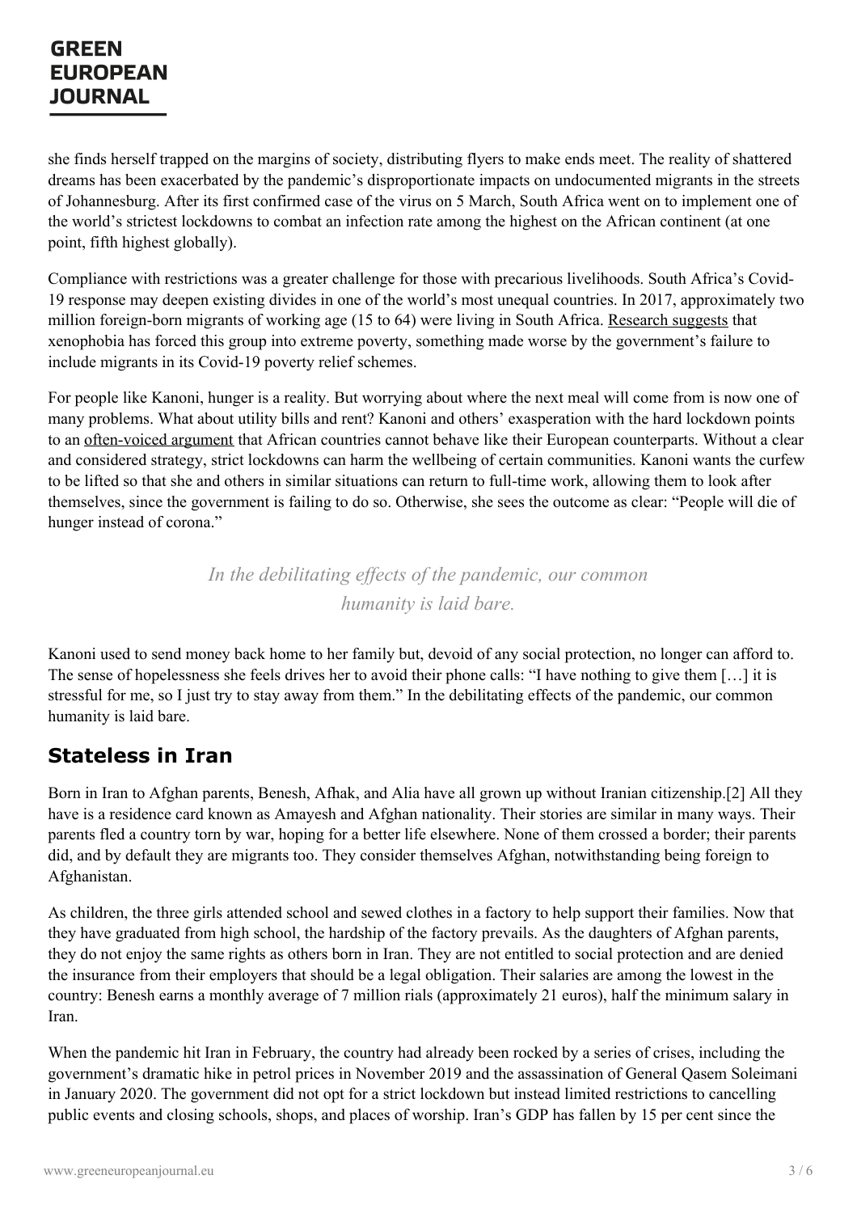she finds herself trapped on the margins of society, distributing flyers to make ends meet. The reality of shattered dreams has been exacerbated by the pandemic's disproportionate impacts on undocumented migrants in the streets of Johannesburg. After its first confirmed case of the virus on 5 March, South Africa went on to implement one of the world's strictest lockdowns to combat an infection rate among the highest on the African continent (at one point, fifth highest globally).

Compliance with restrictions was a greater challenge for those with precarious livelihoods. South Africa's Covid-19 response may deepen existing divides in one of the world's most unequal countries. In 2017, approximately two million foreign-born migrants of working age (15 to 64) were living in South Africa. Research suggests that xenophobia has forced this group into extreme poverty, something made worse by the government's failure to include migrants in its Covid-19 poverty relief schemes.

For people like Kanoni, hunger is a reality. But worrying about where the next meal will come from is now one of many problems. What about utility bills and rent? Kanoni and others' exasperation with the hard lockdown points to an often-voiced argument that African countries cannot behave like their European counterparts. Without a clear and considered strategy, strict lockdowns can harm the wellbeing of certain communities. Kanoni wants the curfew to be lifted so that she and others in similar situations can return to full-time work, allowing them to look after themselves, since the government is failing to do so. Otherwise, she sees the outcome as clear: "People will die of hunger instead of corona."

> *In the debilitating effects of the pandemic, our common humanity is laid bare.*

Kanoni used to send money back home to her family but, devoid of any social protection, no longer can afford to. The sense of hopelessness she feels drives her to avoid their phone calls: "I have nothing to give them […] it is stressful for me, so I just try to stay away from them." In the debilitating effects of the pandemic, our common humanity is laid bare.

## Stateless in Iran

Born in Iran to Afghan parents, Benesh, Afhak, and Alia have all grown up without Iranian citizenship.[2] All they have is a residence card known as Amayesh and Afghan nationality. Their stories are similar in many ways. Their parents fled a country torn by war, hoping for a better life elsewhere. None of them crossed a border; their parents did, and by default they are migrants too. They consider themselves Afghan, notwithstanding being foreign to Afghanistan.

As children, the three girls attended school and sewed clothes in a factory to help support their families. Now that they have graduated from high school, the hardship of the factory prevails. As the daughters of Afghan parents, they do not enjoy the same rights as others born in Iran. They are not entitled to social protection and are denied the insurance from their employers that should be a legal obligation. Their salaries are among the lowest in the country: Benesh earns a monthly average of 7 million rials (approximately 21 euros), half the minimum salary in Iran.

When the pandemic hit Iran in February, the country had already been rocked by a series of crises, including the government's dramatic hike in petrol prices in November 2019 and the assassination of General Qasem Soleimani in January 2020. The government did not opt for a strict lockdown but instead limited restrictions to cancelling public events and closing schools, shops, and places of worship. Iran's GDP has fallen by 15 per cent since the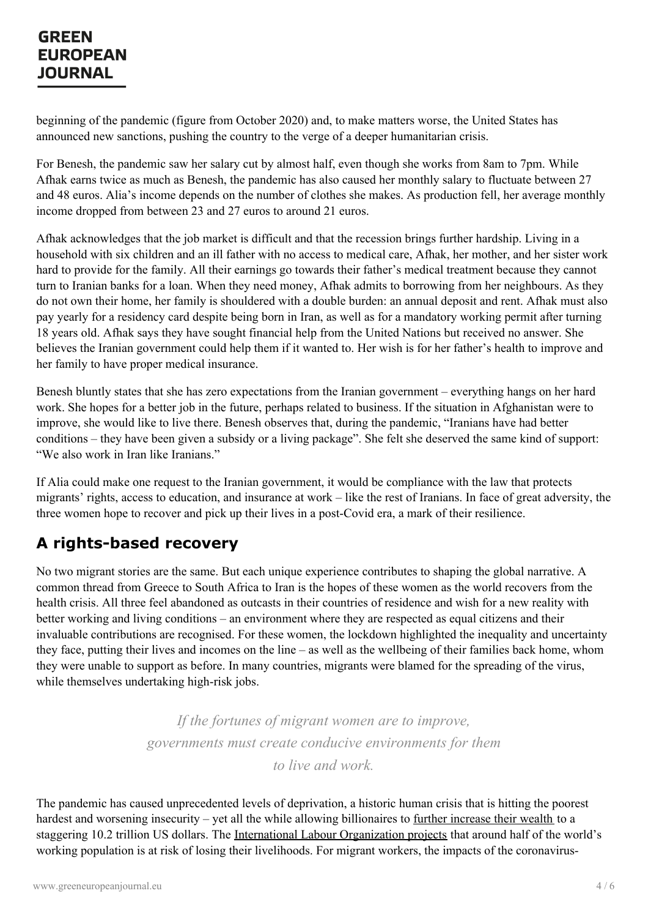beginning of the pandemic (figure from October 2020) and, to make matters worse, the United States has announced new sanctions, pushing the country to the verge of a deeper humanitarian crisis.

For Benesh, the pandemic saw her salary cut by almost half, even though she works from 8am to 7pm. While Afhak earns twice as much as Benesh, the pandemic has also caused her monthly salary to fluctuate between 27 and 48 euros. Alia's income depends on the number of clothes she makes. As production fell, her average monthly income dropped from between 23 and 27 euros to around 21 euros.

Afhak acknowledges that the job market is difficult and that the recession brings further hardship. Living in a household with six children and an ill father with no access to medical care, Afhak, her mother, and her sister work hard to provide for the family. All their earnings go towards their father's medical treatment because they cannot turn to Iranian banks for a loan. When they need money, Afhak admits to borrowing from her neighbours. As they do not own their home, her family is shouldered with a double burden: an annual deposit and rent. Afhak must also pay yearly for a residency card despite being born in Iran, as well as for a mandatory working permit after turning 18 years old. Afhak says they have sought financial help from the United Nations but received no answer. She believes the Iranian government could help them if it wanted to. Her wish is for her father's health to improve and her family to have proper medical insurance.

Benesh bluntly states that she has zero expectations from the Iranian government – everything hangs on her hard work. She hopes for a better job in the future, perhaps related to business. If the situation in Afghanistan were to improve, she would like to live there. Benesh observes that, during the pandemic, "Iranians have had better conditions – they have been given a subsidy or a living package". She felt she deserved the same kind of support: "We also work in Iran like Iranians."

If Alia could make one request to the Iranian government, it would be compliance with the law that protects migrants' rights, access to education, and insurance at work – like the rest of Iranians. In face of great adversity, the three women hope to recover and pick up their lives in a post-Covid era, a mark of their resilience.

## A rights-based recovery

No two migrant stories are the same. But each unique experience contributes to shaping the global narrative. A common thread from Greece to South Africa to Iran is the hopes of these women as the world recovers from the health crisis. All three feel abandoned as outcasts in their countries of residence and wish for a new reality with better working and living conditions – an environment where they are respected as equal citizens and their invaluable contributions are recognised. For these women, the lockdown highlighted the inequality and uncertainty they face, putting their lives and incomes on the line – as well as the wellbeing of their families back home, whom they were unable to support as before. In many countries, migrants were blamed for the spreading of the virus, while themselves undertaking high-risk jobs.

> *If the fortunes of migrant women are to improve, governments must create conducive environments for them to live and work.*

The pandemic has caused unprecedented levels of deprivation, a historic human crisis that is hitting the poorest hardest and worsening insecurity – yet all the while allowing billionaires to further increase their wealth to a staggering 10.2 trillion US dollars. The International Labour Organization projects that around half of the world's working population is at risk of losing their livelihoods. For migrant workers, the impacts of the coronavirus-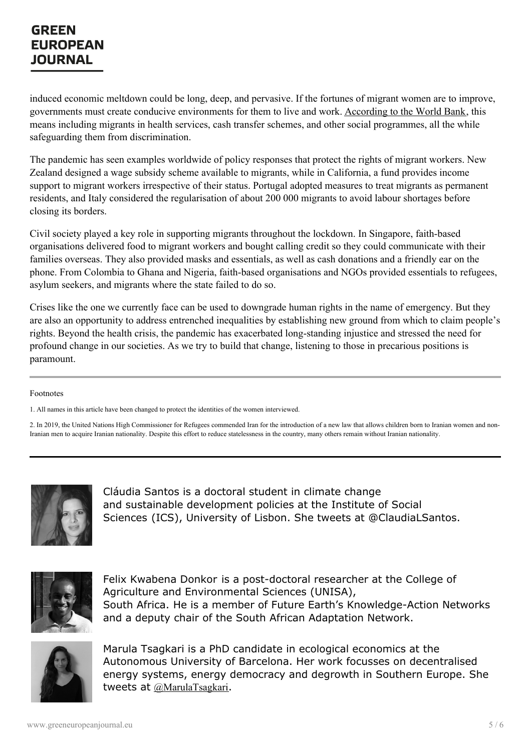induced economic meltdown could be long, deep, and pervasive. If the fortunes of migrant women are to improve, governments must create conducive environments for them to live and work. According to the World Bank, this means including migrants in health services, cash transfer schemes, and other social programmes, all the while safeguarding them from discrimination.

The pandemic has seen examples worldwide of policy responses that protect the rights of migrant workers. New Zealand designed a wage subsidy scheme available to migrants, while in California, a fund provides income support to migrant workers irrespective of their status. Portugal adopted measures to treat migrants as permanent residents, and Italy considered the regularisation of about 200 000 migrants to avoid labour shortages before closing its borders.

Civil society played a key role in supporting migrants throughout the lockdown. In Singapore, faith-based organisations delivered food to migrant workers and bought calling credit so they could communicate with their families overseas. They also provided masks and essentials, as well as cash donations and a friendly ear on the phone. From Colombia to Ghana and Nigeria, faith-based organisations and NGOs provided essentials to refugees, asylum seekers, and migrants where the state failed to do so.

Crises like the one we currently face can be used to downgrade human rights in the name of emergency. But they are also an opportunity to address entrenched inequalities by establishing new ground from which to claim people's rights. Beyond the health crisis, the pandemic has exacerbated long-standing injustice and stressed the need for profound change in our societies. As we try to build that change, listening to those in precarious positions is paramount.

---

Footnotes

1. All names in this article have been changed to protect the identities of the women interviewed.

2. In 2019, the United Nations High Commissioner for Refugees commended Iran for the introduction of a new law that allows children born to Iranian women and non-Iranian men to acquire Iranian nationality. Despite this effort to reduce statelessness in the country, many others remain without Iranian nationality.

---

Cláudia Santos is a doctoral student in climate change and sustainable development policies at the Institute of Social Sciences (ICS), University of Lisbon. She tweets at @ClaudiaLSantos.

Felix Kwabena Donkor is a post-doctoral researcher at the College of Agriculture and Environmental Sciences (UNISA), South Africa. He is a member of Future Earth's Knowledge-Action Networks and a deputy chair of the South African Adaptation Network.

Marula Tsagkari is a PhD candidate in ecological economics at the Autonomous University of Barcelona. Her work focusses on decentralised energy systems, energy democracy and degrowth in Southern Europe. She tweets at @MarulaTsagkari.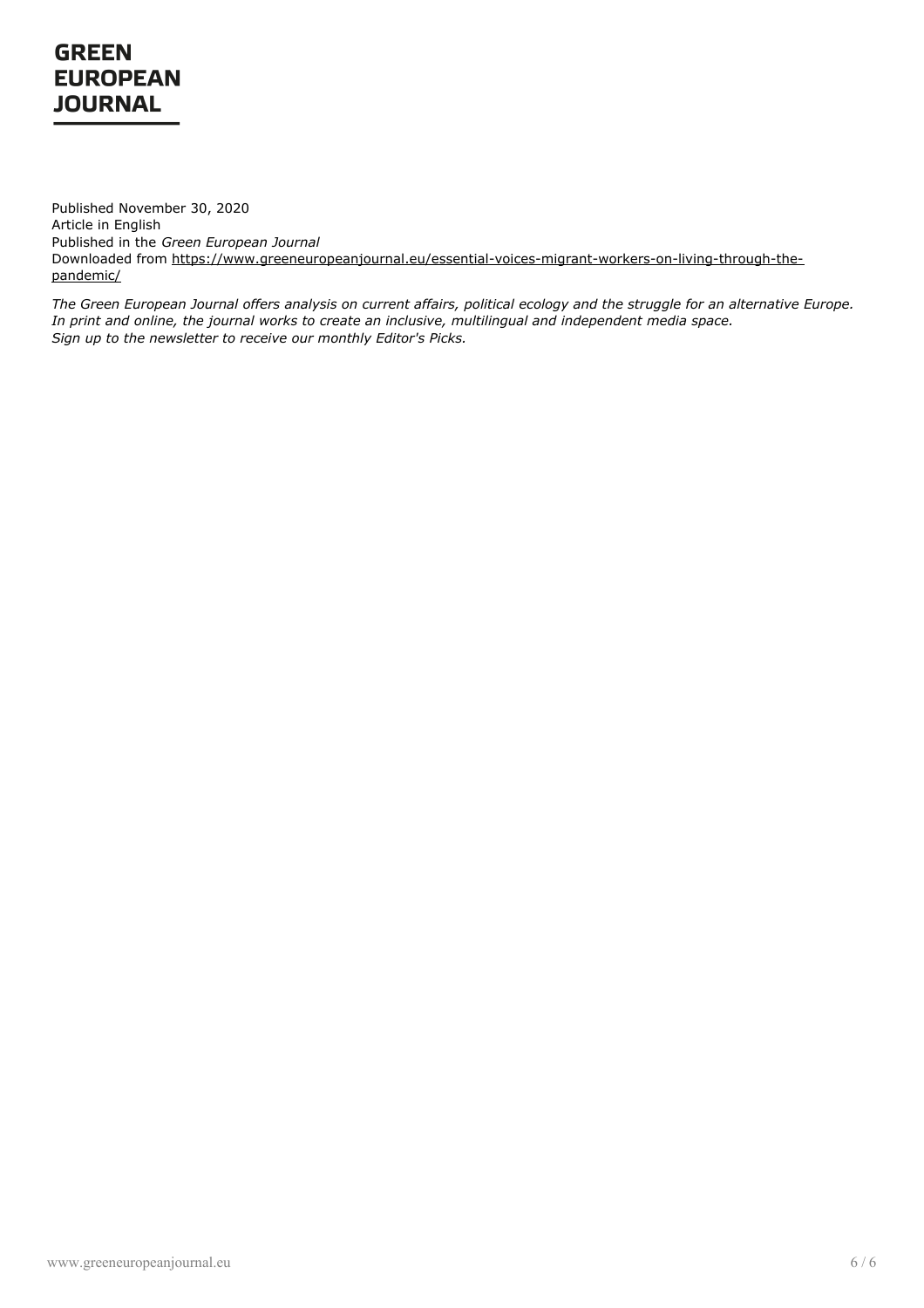# GREEN EUROPEAN JOURNAL

Published November 30, 2020
Article in English
Published in the *Green European Journal*
Downloaded from https://www.greeneuropeanjournal.eu/essential-voices-migrant-workers-on-living-through-the-pandemic/

*The Green European Journal offers analysis on current affairs, political ecology and the struggle for an alternative Europe. In print and online, the journal works to create an inclusive, multilingual and independent media space. Sign up to the newsletter to receive our monthly Editor's Picks.*